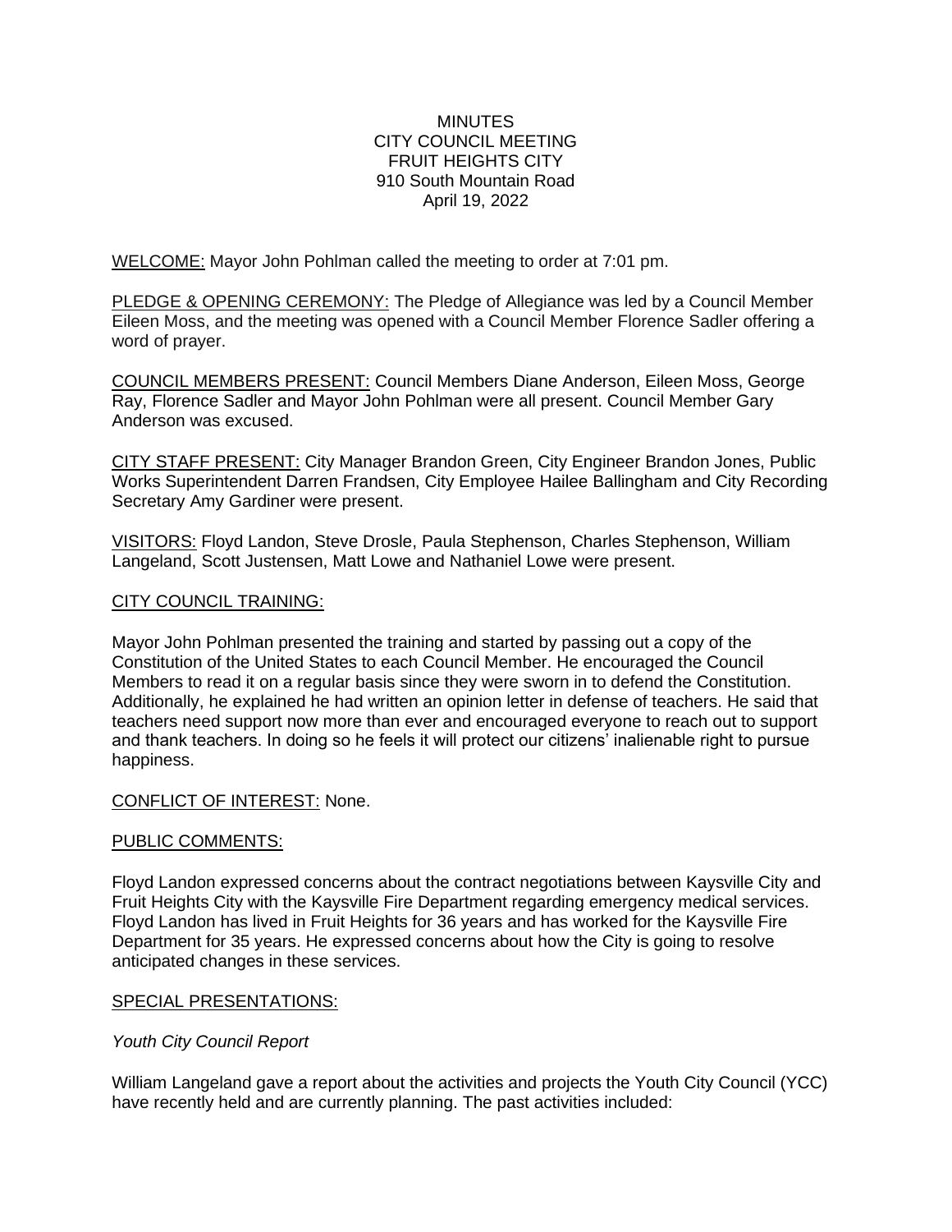MINUTES
CITY COUNCIL MEETING
FRUIT HEIGHTS CITY
910 South Mountain Road
April 19, 2022

WELCOME: Mayor John Pohlman called the meeting to order at 7:01 pm.

PLEDGE & OPENING CEREMONY: The Pledge of Allegiance was led by a Council Member Eileen Moss, and the meeting was opened with a Council Member Florence Sadler offering a word of prayer.

COUNCIL MEMBERS PRESENT: Council Members Diane Anderson, Eileen Moss, George Ray, Florence Sadler and Mayor John Pohlman were all present. Council Member Gary Anderson was excused.

CITY STAFF PRESENT: City Manager Brandon Green, City Engineer Brandon Jones, Public Works Superintendent Darren Frandsen, City Employee Hailee Ballingham and City Recording Secretary Amy Gardiner were present.

VISITORS: Floyd Landon, Steve Drosle, Paula Stephenson, Charles Stephenson, William Langeland, Scott Justensen, Matt Lowe and Nathaniel Lowe were present.

CITY COUNCIL TRAINING:

Mayor John Pohlman presented the training and started by passing out a copy of the Constitution of the United States to each Council Member. He encouraged the Council Members to read it on a regular basis since they were sworn in to defend the Constitution. Additionally, he explained he had written an opinion letter in defense of teachers. He said that teachers need support now more than ever and encouraged everyone to reach out to support and thank teachers. In doing so he feels it will protect our citizens' inalienable right to pursue happiness.

CONFLICT OF INTEREST: None.

PUBLIC COMMENTS:

Floyd Landon expressed concerns about the contract negotiations between Kaysville City and Fruit Heights City with the Kaysville Fire Department regarding emergency medical services. Floyd Landon has lived in Fruit Heights for 36 years and has worked for the Kaysville Fire Department for 35 years. He expressed concerns about how the City is going to resolve anticipated changes in these services.

SPECIAL PRESENTATIONS:

*Youth City Council Report*

William Langeland gave a report about the activities and projects the Youth City Council (YCC) have recently held and are currently planning. The past activities included: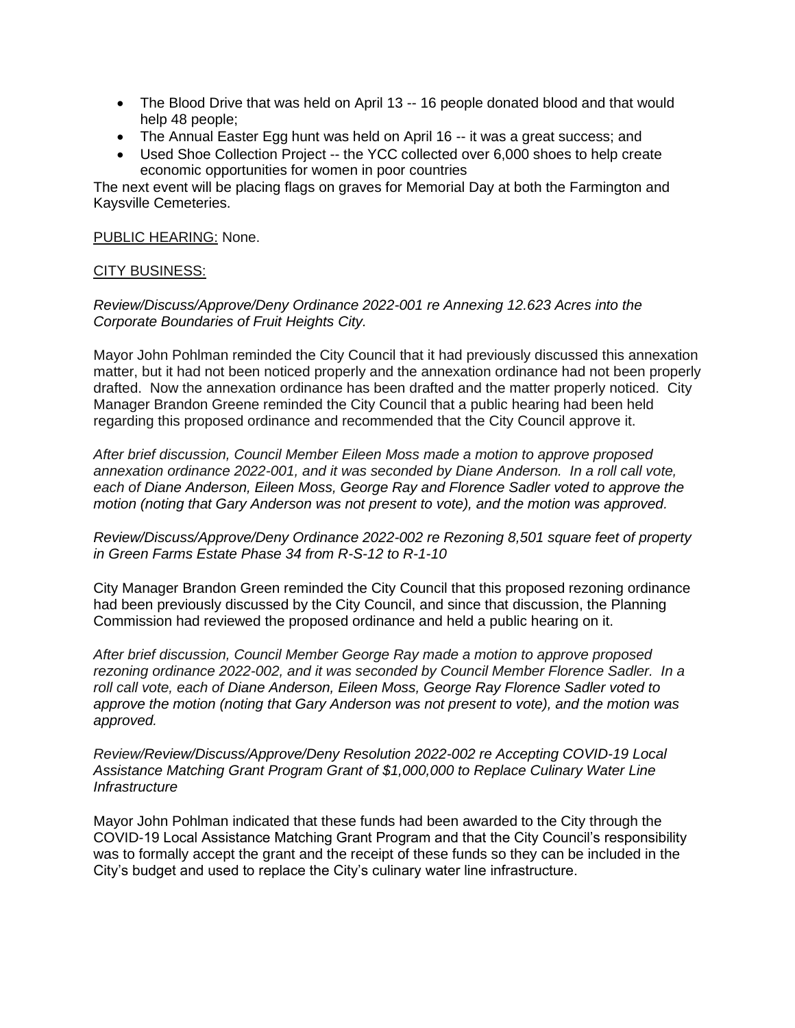- The Blood Drive that was held on April 13 -- 16 people donated blood and that would help 48 people;
- The Annual Easter Egg hunt was held on April 16 -- it was a great success; and
- Used Shoe Collection Project -- the YCC collected over 6,000 shoes to help create economic opportunities for women in poor countries

The next event will be placing flags on graves for Memorial Day at both the Farmington and Kaysville Cemeteries.

PUBLIC HEARING: None.

CITY BUSINESS:

*Review/Discuss/Approve/Deny Ordinance 2022-001 re Annexing 12.623 Acres into the Corporate Boundaries of Fruit Heights City.*

Mayor John Pohlman reminded the City Council that it had previously discussed this annexation matter, but it had not been noticed properly and the annexation ordinance had not been properly drafted. Now the annexation ordinance has been drafted and the matter properly noticed. City Manager Brandon Greene reminded the City Council that a public hearing had been held regarding this proposed ordinance and recommended that the City Council approve it.

*After brief discussion, Council Member Eileen Moss made a motion to approve proposed annexation ordinance 2022-001, and it was seconded by Diane Anderson. In a roll call vote, each of Diane Anderson, Eileen Moss, George Ray and Florence Sadler voted to approve the motion (noting that Gary Anderson was not present to vote), and the motion was approved.*

*Review/Discuss/Approve/Deny Ordinance 2022-002 re Rezoning 8,501 square feet of property in Green Farms Estate Phase 34 from R-S-12 to R-1-10*

City Manager Brandon Green reminded the City Council that this proposed rezoning ordinance had been previously discussed by the City Council, and since that discussion, the Planning Commission had reviewed the proposed ordinance and held a public hearing on it.

*After brief discussion, Council Member George Ray made a motion to approve proposed rezoning ordinance 2022-002, and it was seconded by Council Member Florence Sadler. In a roll call vote, each of Diane Anderson, Eileen Moss, George Ray Florence Sadler voted to approve the motion (noting that Gary Anderson was not present to vote), and the motion was approved.*

*Review/Review/Discuss/Approve/Deny Resolution 2022-002 re Accepting COVID-19 Local Assistance Matching Grant Program Grant of $1,000,000 to Replace Culinary Water Line Infrastructure*

Mayor John Pohlman indicated that these funds had been awarded to the City through the COVID-19 Local Assistance Matching Grant Program and that the City Council's responsibility was to formally accept the grant and the receipt of these funds so they can be included in the City's budget and used to replace the City's culinary water line infrastructure.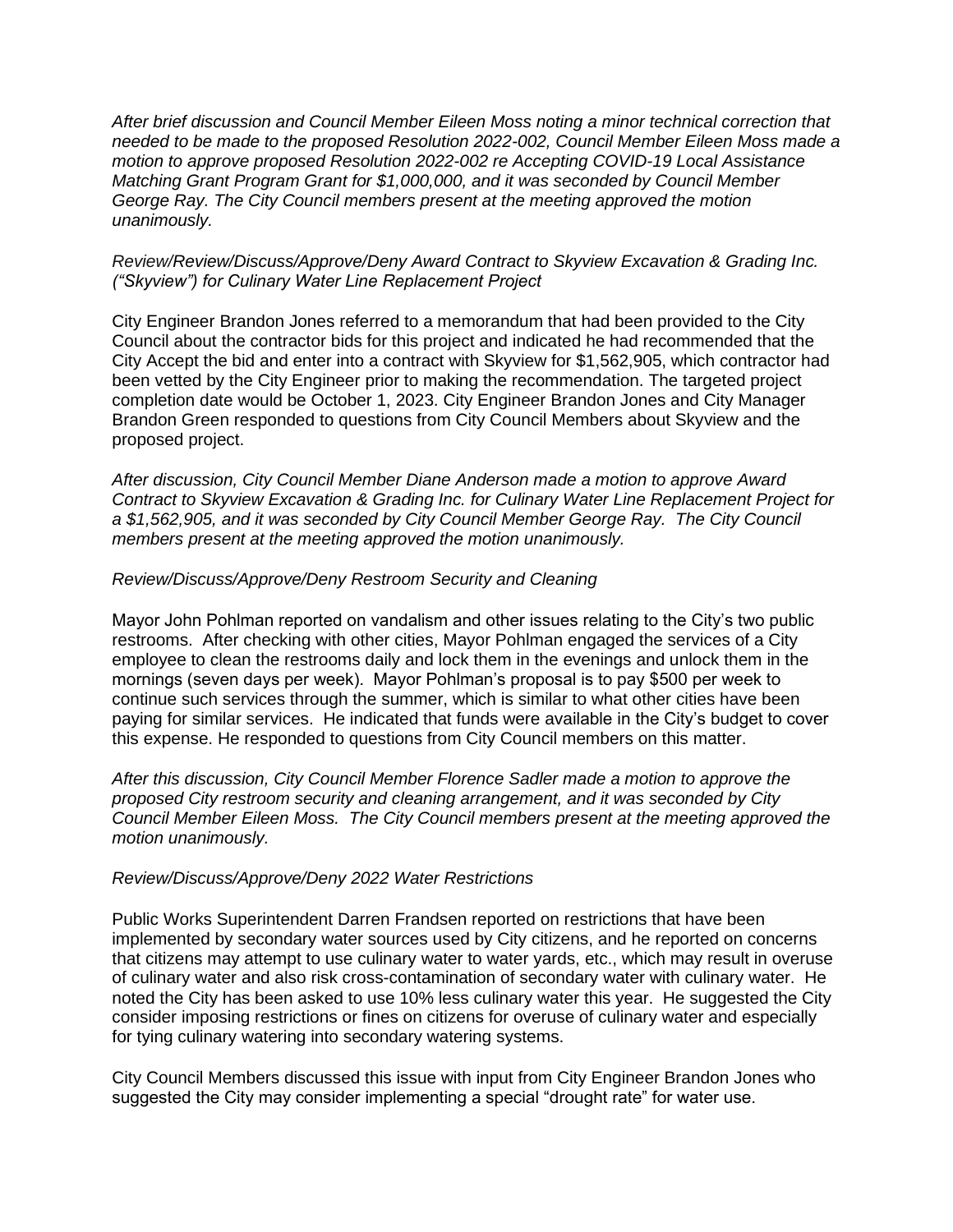*After brief discussion and Council Member Eileen Moss noting a minor technical correction that needed to be made to the proposed Resolution 2022-002, Council Member Eileen Moss made a motion to approve proposed Resolution 2022-002 re Accepting COVID-19 Local Assistance Matching Grant Program Grant for $1,000,000, and it was seconded by Council Member George Ray. The City Council members present at the meeting approved the motion unanimously.*

*Review/Review/Discuss/Approve/Deny Award Contract to Skyview Excavation & Grading Inc. ("Skyview") for Culinary Water Line Replacement Project*

City Engineer Brandon Jones referred to a memorandum that had been provided to the City Council about the contractor bids for this project and indicated he had recommended that the City Accept the bid and enter into a contract with Skyview for $1,562,905, which contractor had been vetted by the City Engineer prior to making the recommendation. The targeted project completion date would be October 1, 2023. City Engineer Brandon Jones and City Manager Brandon Green responded to questions from City Council Members about Skyview and the proposed project.

*After discussion, City Council Member Diane Anderson made a motion to approve Award Contract to Skyview Excavation & Grading Inc. for Culinary Water Line Replacement Project for a $1,562,905, and it was seconded by City Council Member George Ray. The City Council members present at the meeting approved the motion unanimously.*

*Review/Discuss/Approve/Deny Restroom Security and Cleaning*

Mayor John Pohlman reported on vandalism and other issues relating to the City's two public restrooms. After checking with other cities, Mayor Pohlman engaged the services of a City employee to clean the restrooms daily and lock them in the evenings and unlock them in the mornings (seven days per week). Mayor Pohlman's proposal is to pay $500 per week to continue such services through the summer, which is similar to what other cities have been paying for similar services. He indicated that funds were available in the City's budget to cover this expense. He responded to questions from City Council members on this matter.

*After this discussion, City Council Member Florence Sadler made a motion to approve the proposed City restroom security and cleaning arrangement, and it was seconded by City Council Member Eileen Moss. The City Council members present at the meeting approved the motion unanimously.*

*Review/Discuss/Approve/Deny 2022 Water Restrictions*

Public Works Superintendent Darren Frandsen reported on restrictions that have been implemented by secondary water sources used by City citizens, and he reported on concerns that citizens may attempt to use culinary water to water yards, etc., which may result in overuse of culinary water and also risk cross-contamination of secondary water with culinary water. He noted the City has been asked to use 10% less culinary water this year. He suggested the City consider imposing restrictions or fines on citizens for overuse of culinary water and especially for tying culinary watering into secondary watering systems.

City Council Members discussed this issue with input from City Engineer Brandon Jones who suggested the City may consider implementing a special "drought rate" for water use.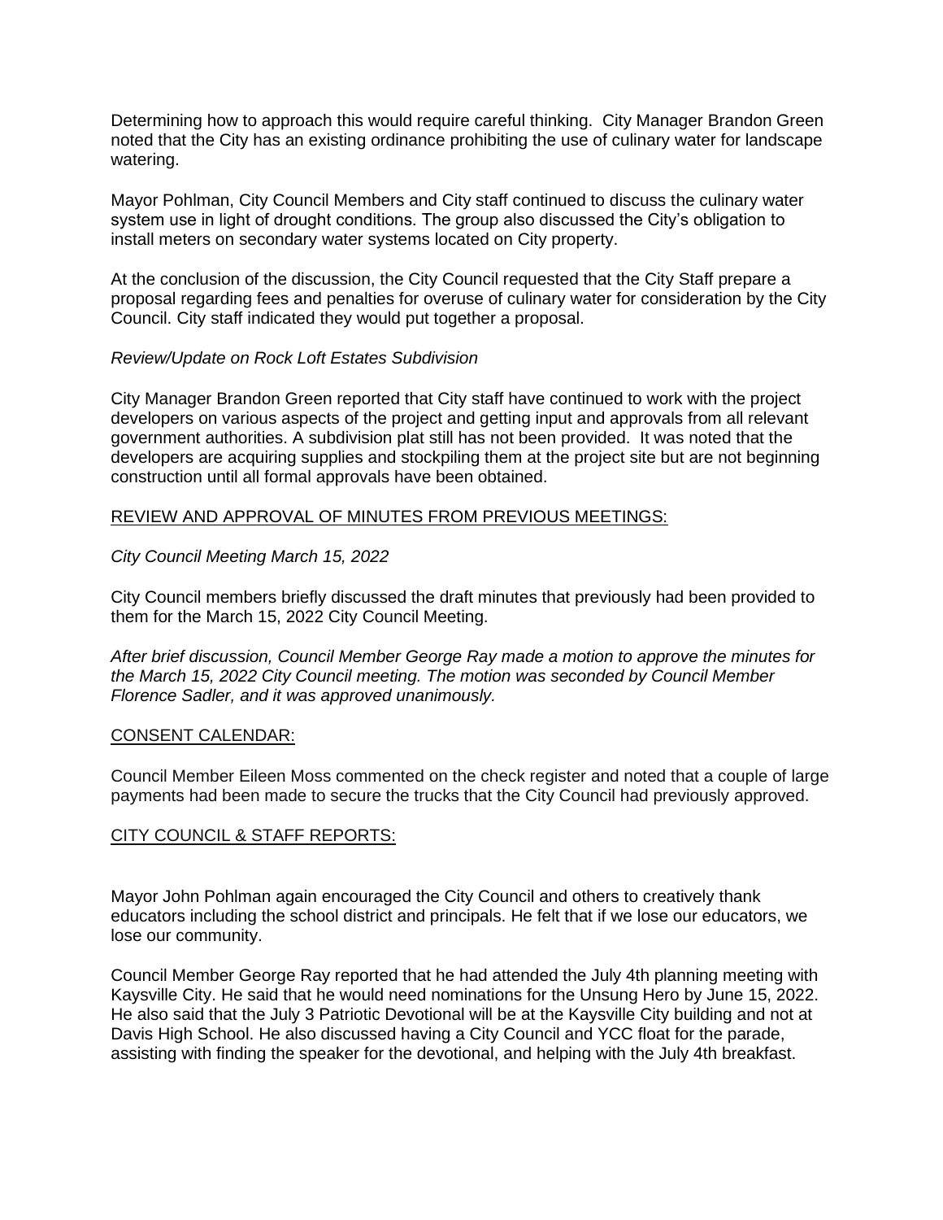Determining how to approach this would require careful thinking. City Manager Brandon Green noted that the City has an existing ordinance prohibiting the use of culinary water for landscape watering.

Mayor Pohlman, City Council Members and City staff continued to discuss the culinary water system use in light of drought conditions. The group also discussed the City's obligation to install meters on secondary water systems located on City property.

At the conclusion of the discussion, the City Council requested that the City Staff prepare a proposal regarding fees and penalties for overuse of culinary water for consideration by the City Council. City staff indicated they would put together a proposal.

*Review/Update on Rock Loft Estates Subdivision*

City Manager Brandon Green reported that City staff have continued to work with the project developers on various aspects of the project and getting input and approvals from all relevant government authorities. A subdivision plat still has not been provided. It was noted that the developers are acquiring supplies and stockpiling them at the project site but are not beginning construction until all formal approvals have been obtained.

<u>REVIEW AND APPROVAL OF MINUTES FROM PREVIOUS MEETINGS:</u>

*City Council Meeting March 15, 2022*

City Council members briefly discussed the draft minutes that previously had been provided to them for the March 15, 2022 City Council Meeting.

*After brief discussion, Council Member George Ray made a motion to approve the minutes for the March 15, 2022 City Council meeting. The motion was seconded by Council Member Florence Sadler, and it was approved unanimously.*

<u>CONSENT CALENDAR:</u>

Council Member Eileen Moss commented on the check register and noted that a couple of large payments had been made to secure the trucks that the City Council had previously approved.

<u>CITY COUNCIL & STAFF REPORTS:</u>

Mayor John Pohlman again encouraged the City Council and others to creatively thank educators including the school district and principals. He felt that if we lose our educators, we lose our community.

Council Member George Ray reported that he had attended the July 4th planning meeting with Kaysville City. He said that he would need nominations for the Unsung Hero by June 15, 2022. He also said that the July 3 Patriotic Devotional will be at the Kaysville City building and not at Davis High School. He also discussed having a City Council and YCC float for the parade, assisting with finding the speaker for the devotional, and helping with the July 4th breakfast.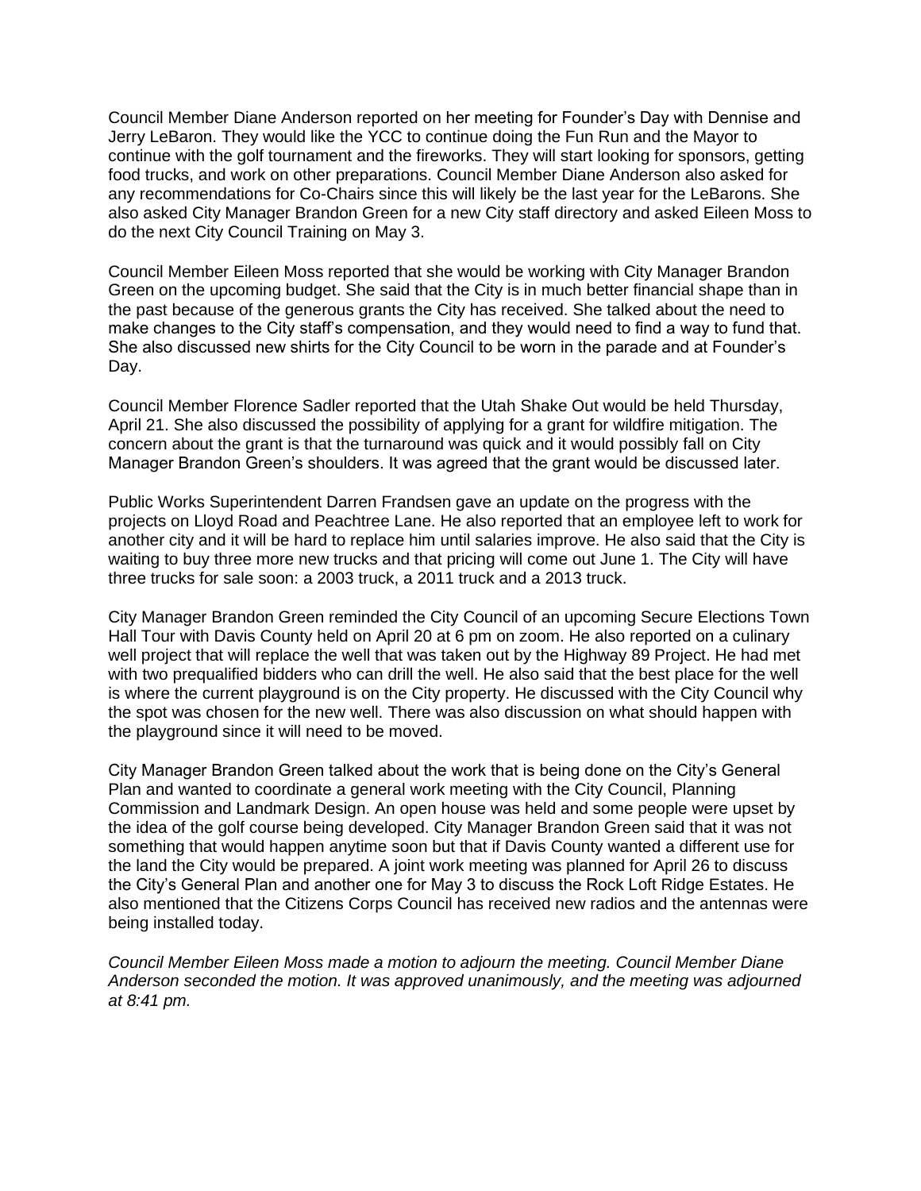Council Member Diane Anderson reported on her meeting for Founder's Day with Dennise and Jerry LeBaron. They would like the YCC to continue doing the Fun Run and the Mayor to continue with the golf tournament and the fireworks. They will start looking for sponsors, getting food trucks, and work on other preparations. Council Member Diane Anderson also asked for any recommendations for Co-Chairs since this will likely be the last year for the LeBarons. She also asked City Manager Brandon Green for a new City staff directory and asked Eileen Moss to do the next City Council Training on May 3.

Council Member Eileen Moss reported that she would be working with City Manager Brandon Green on the upcoming budget. She said that the City is in much better financial shape than in the past because of the generous grants the City has received. She talked about the need to make changes to the City staff's compensation, and they would need to find a way to fund that. She also discussed new shirts for the City Council to be worn in the parade and at Founder's Day.

Council Member Florence Sadler reported that the Utah Shake Out would be held Thursday, April 21. She also discussed the possibility of applying for a grant for wildfire mitigation. The concern about the grant is that the turnaround was quick and it would possibly fall on City Manager Brandon Green's shoulders. It was agreed that the grant would be discussed later.

Public Works Superintendent Darren Frandsen gave an update on the progress with the projects on Lloyd Road and Peachtree Lane. He also reported that an employee left to work for another city and it will be hard to replace him until salaries improve. He also said that the City is waiting to buy three more new trucks and that pricing will come out June 1. The City will have three trucks for sale soon: a 2003 truck, a 2011 truck and a 2013 truck.

City Manager Brandon Green reminded the City Council of an upcoming Secure Elections Town Hall Tour with Davis County held on April 20 at 6 pm on zoom. He also reported on a culinary well project that will replace the well that was taken out by the Highway 89 Project. He had met with two prequalified bidders who can drill the well. He also said that the best place for the well is where the current playground is on the City property. He discussed with the City Council why the spot was chosen for the new well. There was also discussion on what should happen with the playground since it will need to be moved.

City Manager Brandon Green talked about the work that is being done on the City's General Plan and wanted to coordinate a general work meeting with the City Council, Planning Commission and Landmark Design. An open house was held and some people were upset by the idea of the golf course being developed. City Manager Brandon Green said that it was not something that would happen anytime soon but that if Davis County wanted a different use for the land the City would be prepared. A joint work meeting was planned for April 26 to discuss the City's General Plan and another one for May 3 to discuss the Rock Loft Ridge Estates. He also mentioned that the Citizens Corps Council has received new radios and the antennas were being installed today.

*Council Member Eileen Moss made a motion to adjourn the meeting. Council Member Diane Anderson seconded the motion. It was approved unanimously, and the meeting was adjourned at 8:41 pm.*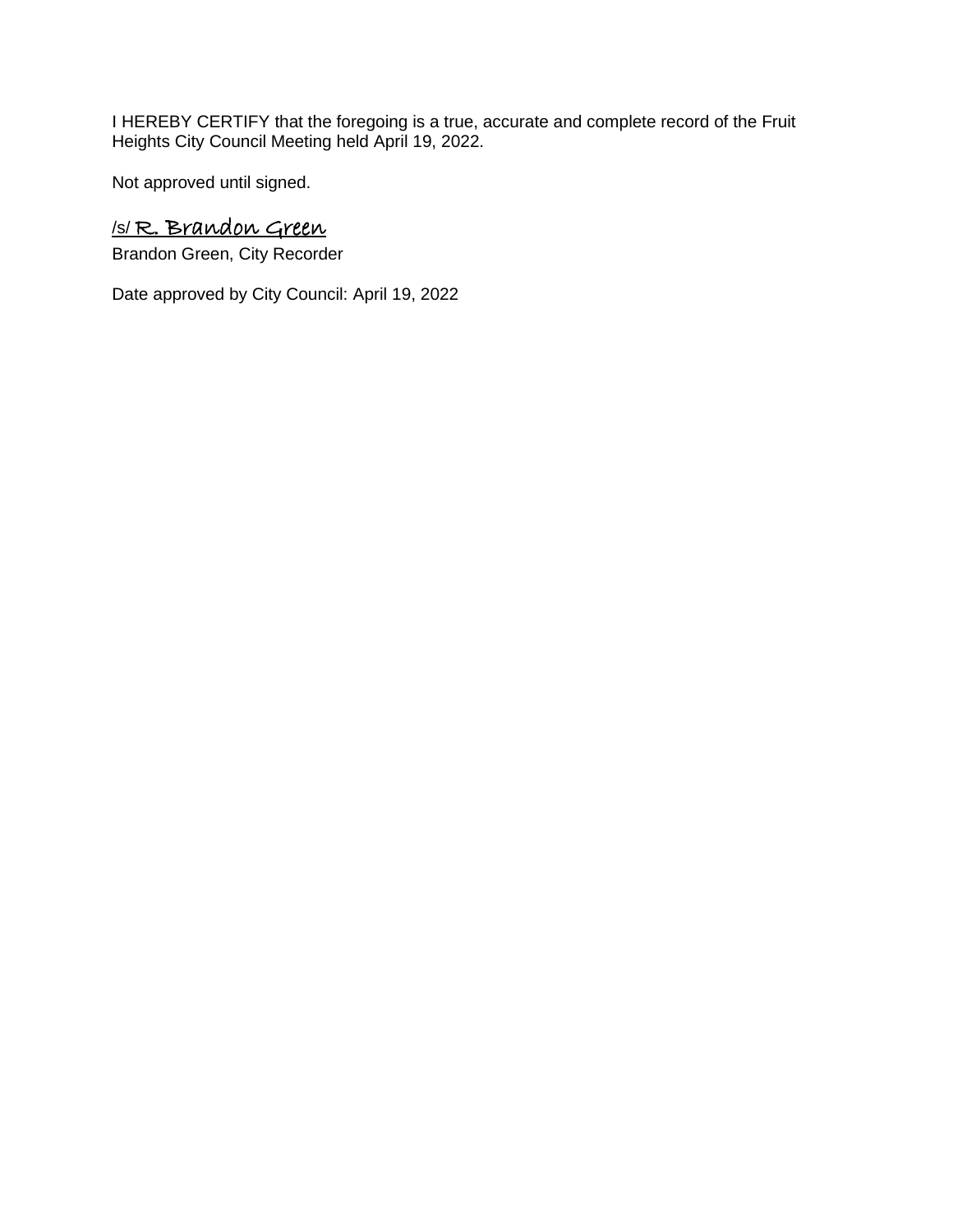I HEREBY CERTIFY that the foregoing is a true, accurate and complete record of the Fruit Heights City Council Meeting held April 19, 2022.

Not approved until signed.

/s/ R. Brandon Green

Brandon Green, City Recorder

Date approved by City Council: April 19, 2022